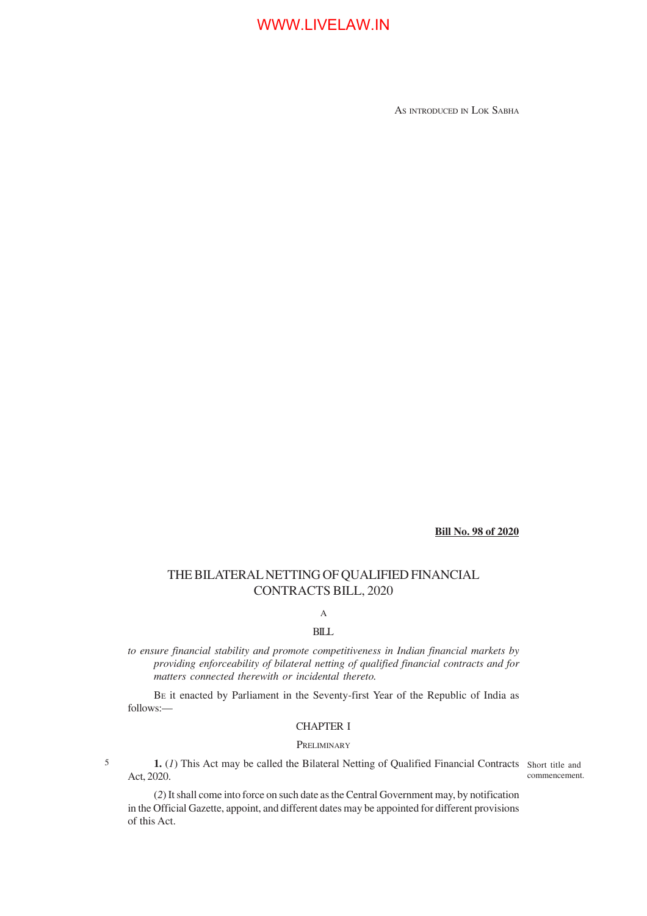AS INTRODUCED IN LOK SABHA

**Bill No. 98 of 2020**

# THE BILATERAL NETTING OF QUALIFIED FINANCIAL CONTRACTS BILL, 2020

A

BILL

*to ensure financial stability and promote competitiveness in Indian financial markets by providing enforceability of bilateral netting of qualified financial contracts and for matters connected therewith or incidental thereto.*

BE it enacted by Parliament in the Seventy-first Year of the Republic of India as follows:—

## CHAPTER I

### PRELIMINARY

Short title and commencement.

**1.** (*1*) This Act may be called the Bilateral Netting of Qualified Financial Contracts Act, 2020.

(*2*) It shall come into force on such date as the Central Government may, by notification in the Official Gazette, appoint, and different dates may be appointed for different provisions of this Act.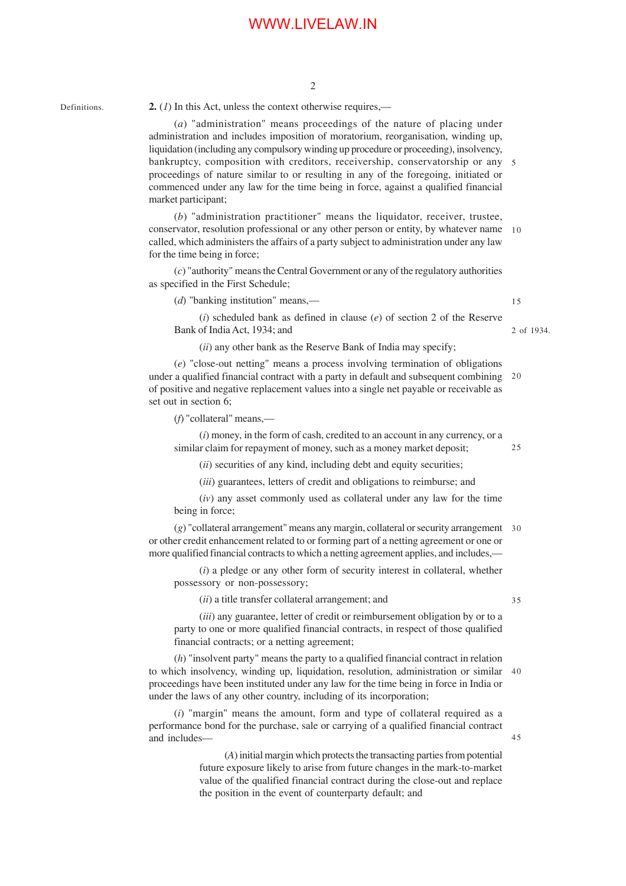Definitions.

**2.** (*1*) In this Act, unless the context otherwise requires,—

(*a*) "administration" means proceedings of the nature of placing under administration and includes imposition of moratorium, reorganisation, winding up, liquidation (including any compulsory winding up procedure or proceeding), insolvency, bankruptcy, composition with creditors, receivership, conservatorship or any proceedings of nature similar to or resulting in any of the foregoing, initiated or commenced under any law for the time being in force, against a qualified financial market participant;

(*b*) "administration practitioner" means the liquidator, receiver, trustee, conservator, resolution professional or any other person or entity, by whatever name called, which administers the affairs of a party subject to administration under any law for the time being in force;

(*c*) "authority" means the Central Government or any of the regulatory authorities as specified in the First Schedule;

(*d*) "banking institution" means,—

(*i*) scheduled bank as defined in clause (*e*) of section 2 of the Reserve Bank of India Act, 1934; and

2 of 1934.

(*ii*) any other bank as the Reserve Bank of India may specify;

(*e*) "close-out netting" means a process involving termination of obligations under a qualified financial contract with a party in default and subsequent combining of positive and negative replacement values into a single net payable or receivable as set out in section 6;

(*f*) "collateral" means,—

(*i*) money, in the form of cash, credited to an account in any currency, or a similar claim for repayment of money, such as a money market deposit;

(*ii*) securities of any kind, including debt and equity securities;

(*iii*) guarantees, letters of credit and obligations to reimburse; and

(*iv*) any asset commonly used as collateral under any law for the time being in force;

(*g*) "collateral arrangement" means any margin, collateral or security arrangement or other credit enhancement related to or forming part of a netting agreement or one or more qualified financial contracts to which a netting agreement applies, and includes,—

(*i*) a pledge or any other form of security interest in collateral, whether possessory or non-possessory;

(*ii*) a title transfer collateral arrangement; and

(*iii*) any guarantee, letter of credit or reimbursement obligation by or to a party to one or more qualified financial contracts, in respect of those qualified financial contracts; or a netting agreement;

(*h*) "insolvent party" means the party to a qualified financial contract in relation to which insolvency, winding up, liquidation, resolution, administration or similar proceedings have been instituted under any law for the time being in force in India or under the laws of any other country, including of its incorporation;

(*i*) "margin" means the amount, form and type of collateral required as a performance bond for the purchase, sale or carrying of a qualified financial contract and includes—

(*A*) initial margin which protects the transacting parties from potential future exposure likely to arise from future changes in the mark-to-market value of the qualified financial contract during the close-out and replace the position in the event of counterparty default; and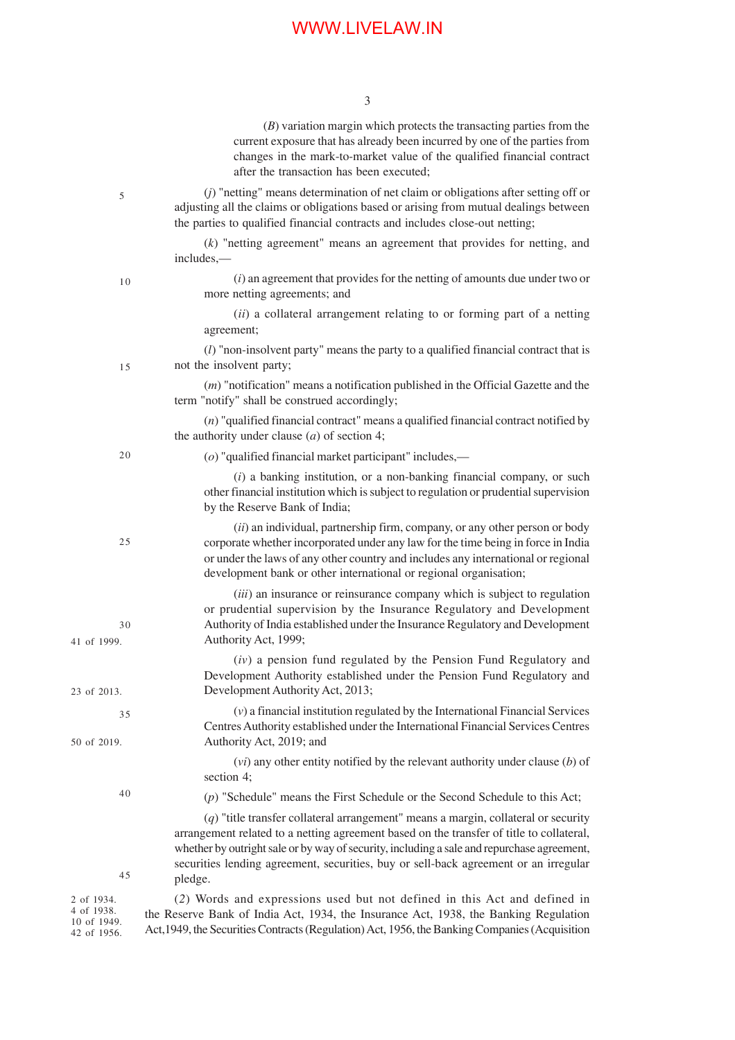(*B*) variation margin which protects the transacting parties from the current exposure that has already been incurred by one of the parties from changes in the mark-to-market value of the qualified financial contract after the transaction has been executed;

(*j*) "netting" means determination of net claim or obligations after setting off or adjusting all the claims or obligations based or arising from mutual dealings between the parties to qualified financial contracts and includes close-out netting;

(*k*) "netting agreement" means an agreement that provides for netting, and includes,—

(*i*) an agreement that provides for the netting of amounts due under two or more netting agreements; and

(*ii*) a collateral arrangement relating to or forming part of a netting agreement;

(*l*) "non-insolvent party" means the party to a qualified financial contract that is not the insolvent party;

(*m*) "notification" means a notification published in the Official Gazette and the term "notify" shall be construed accordingly;

(*n*) "qualified financial contract" means a qualified financial contract notified by the authority under clause (*a*) of section 4;

(*o*) "qualified financial market participant" includes,—

(*i*) a banking institution, or a non-banking financial company, or such other financial institution which is subject to regulation or prudential supervision by the Reserve Bank of India;

(*ii*) an individual, partnership firm, company, or any other person or body corporate whether incorporated under any law for the time being in force in India or under the laws of any other country and includes any international or regional development bank or other international or regional organisation;

(*iii*) an insurance or reinsurance company which is subject to regulation or prudential supervision by the Insurance Regulatory and Development Authority of India established under the Insurance Regulatory and Development Authority Act, 1999;

41 of 1999.

(*iv*) a pension fund regulated by the Pension Fund Regulatory and Development Authority established under the Pension Fund Regulatory and Development Authority Act, 2013;

23 of 2013.

(*v*) a financial institution regulated by the International Financial Services Centres Authority established under the International Financial Services Centres Authority Act, 2019; and

50 of 2019.

(*vi*) any other entity notified by the relevant authority under clause (*b*) of section 4;

(*p*) "Schedule" means the First Schedule or the Second Schedule to this Act;

(*q*) "title transfer collateral arrangement" means a margin, collateral or security arrangement related to a netting agreement based on the transfer of title to collateral, whether by outright sale or by way of security, including a sale and repurchase agreement, securities lending agreement, securities, buy or sell-back agreement or an irregular pledge.

2 of 1934.
4 of 1938.
10 of 1949.
42 of 1956.

(*2*) Words and expressions used but not defined in this Act and defined in the Reserve Bank of India Act, 1934, the Insurance Act, 1938, the Banking Regulation Act,1949, the Securities Contracts (Regulation) Act, 1956, the Banking Companies (Acquisition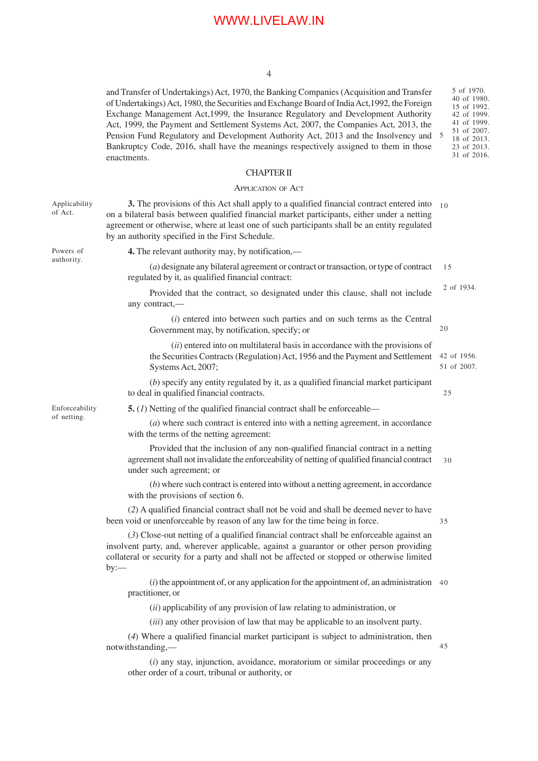and Transfer of Undertakings) Act, 1970, the Banking Companies (Acquisition and Transfer of Undertakings) Act, 1980, the Securities and Exchange Board of India Act,1992, the Foreign Exchange Management Act,1999, the Insurance Regulatory and Development Authority Act, 1999, the Payment and Settlement Systems Act, 2007, the Companies Act, 2013, the Pension Fund Regulatory and Development Authority Act, 2013 and the Insolvency and Bankruptcy Code, 2016, shall have the meanings respectively assigned to them in those enactments.

5 of 1970. 40 of 1980. 15 of 1992. 42 of 1999. 41 of 1999. 51 of 2007. 18 of 2013. 23 of 2013. 31 of 2016.

## CHAPTER II

### APPLICATION OF ACT

Applicability of Act.

**3.** The provisions of this Act shall apply to a qualified financial contract entered into on a bilateral basis between qualified financial market participants, either under a netting agreement or otherwise, where at least one of such participants shall be an entity regulated by an authority specified in the First Schedule.

Powers of authority.

**4.** The relevant authority may, by notification,—

(*a*) designate any bilateral agreement or contract or transaction, or type of contract regulated by it, as qualified financial contract:

2 of 1934.

Provided that the contract, so designated under this clause, shall not include any contract,—

(*i*) entered into between such parties and on such terms as the Central Government may, by notification, specify; or

(*ii*) entered into on multilateral basis in accordance with the provisions of the Securities Contracts (Regulation) Act, 1956 and the Payment and Settlement Systems Act, 2007;

42 of 1956. 51 of 2007.

(*b*) specify any entity regulated by it, as a qualified financial market participant to deal in qualified financial contracts.

Enforceability of netting.

**5.** (*1*) Netting of the qualified financial contract shall be enforceable—

(*a*) where such contract is entered into with a netting agreement, in accordance with the terms of the netting agreement:

Provided that the inclusion of any non-qualified financial contract in a netting agreement shall not invalidate the enforceability of netting of qualified financial contract under such agreement; or

(*b*) where such contract is entered into without a netting agreement, in accordance with the provisions of section 6.

(*2*) A qualified financial contract shall not be void and shall be deemed never to have been void or unenforceable by reason of any law for the time being in force.

(*3*) Close-out netting of a qualified financial contract shall be enforceable against an insolvent party, and, wherever applicable, against a guarantor or other person providing collateral or security for a party and shall not be affected or stopped or otherwise limited by:—

(*i*) the appointment of, or any application for the appointment of, an administration practitioner, or

(*ii*) applicability of any provision of law relating to administration, or

(*iii*) any other provision of law that may be applicable to an insolvent party.

(*4*) Where a qualified financial market participant is subject to administration, then notwithstanding,—

(*i*) any stay, injunction, avoidance, moratorium or similar proceedings or any other order of a court, tribunal or authority, or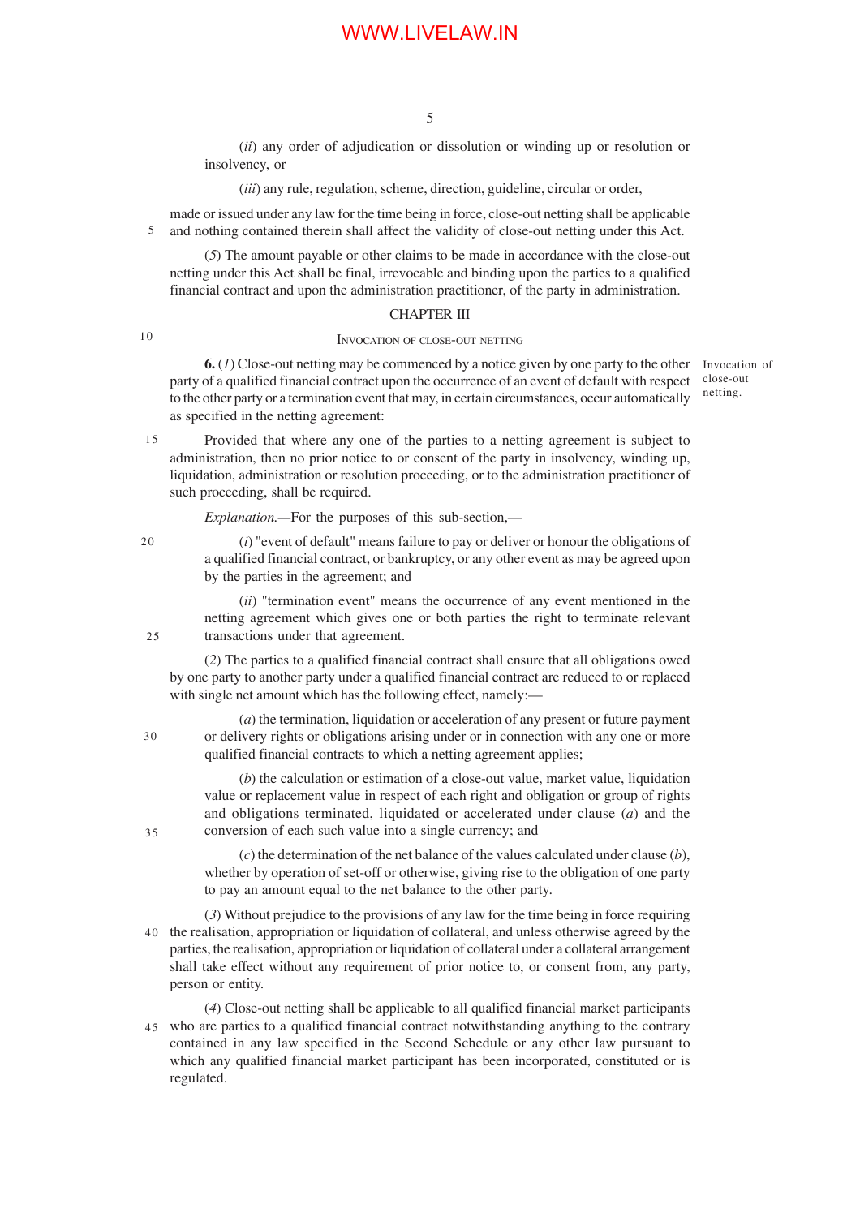(*ii*) any order of adjudication or dissolution or winding up or resolution or insolvency, or

(*iii*) any rule, regulation, scheme, direction, guideline, circular or order,

made or issued under any law for the time being in force, close-out netting shall be applicable and nothing contained therein shall affect the validity of close-out netting under this Act.

(*5*) The amount payable or other claims to be made in accordance with the close-out netting under this Act shall be final, irrevocable and binding upon the parties to a qualified financial contract and upon the administration practitioner, of the party in administration.

## CHAPTER III

### INVOCATION OF CLOSE-OUT NETTING

Invocation of close-out netting.

**6.** (*1*) Close-out netting may be commenced by a notice given by one party to the other party of a qualified financial contract upon the occurrence of an event of default with respect to the other party or a termination event that may, in certain circumstances, occur automatically as specified in the netting agreement:

Provided that where any one of the parties to a netting agreement is subject to administration, then no prior notice to or consent of the party in insolvency, winding up, liquidation, administration or resolution proceeding, or to the administration practitioner of such proceeding, shall be required.

*Explanation.*—For the purposes of this sub-section,—

(*i*) "event of default" means failure to pay or deliver or honour the obligations of a qualified financial contract, or bankruptcy, or any other event as may be agreed upon by the parties in the agreement; and

(*ii*) "termination event" means the occurrence of any event mentioned in the netting agreement which gives one or both parties the right to terminate relevant transactions under that agreement.

(*2*) The parties to a qualified financial contract shall ensure that all obligations owed by one party to another party under a qualified financial contract are reduced to or replaced with single net amount which has the following effect, namely:—

(*a*) the termination, liquidation or acceleration of any present or future payment or delivery rights or obligations arising under or in connection with any one or more qualified financial contracts to which a netting agreement applies;

(*b*) the calculation or estimation of a close-out value, market value, liquidation value or replacement value in respect of each right and obligation or group of rights and obligations terminated, liquidated or accelerated under clause (*a*) and the conversion of each such value into a single currency; and

(*c*) the determination of the net balance of the values calculated under clause (*b*), whether by operation of set-off or otherwise, giving rise to the obligation of one party to pay an amount equal to the net balance to the other party.

(*3*) Without prejudice to the provisions of any law for the time being in force requiring the realisation, appropriation or liquidation of collateral, and unless otherwise agreed by the parties, the realisation, appropriation or liquidation of collateral under a collateral arrangement shall take effect without any requirement of prior notice to, or consent from, any party, person or entity.

(*4*) Close-out netting shall be applicable to all qualified financial market participants who are parties to a qualified financial contract notwithstanding anything to the contrary contained in any law specified in the Second Schedule or any other law pursuant to which any qualified financial market participant has been incorporated, constituted or is regulated.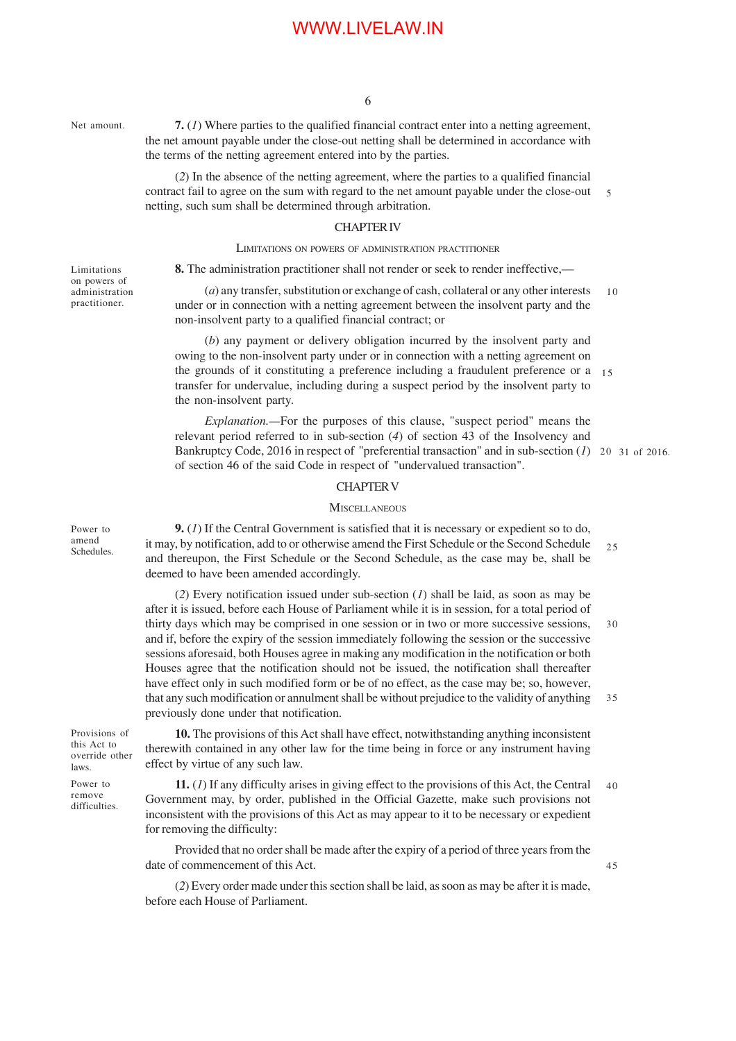Net amount.

**7.** (*1*) Where parties to the qualified financial contract enter into a netting agreement, the net amount payable under the close-out netting shall be determined in accordance with the terms of the netting agreement entered into by the parties.

(*2*) In the absence of the netting agreement, where the parties to a qualified financial contract fail to agree on the sum with regard to the net amount payable under the close-out netting, such sum shall be determined through arbitration.

## CHAPTER IV

### LIMITATIONS ON POWERS OF ADMINISTRATION PRACTITIONER

Limitations on powers of administration practitioner.

**8.** The administration practitioner shall not render or seek to render ineffective,—

(*a*) any transfer, substitution or exchange of cash, collateral or any other interests under or in connection with a netting agreement between the insolvent party and the non-insolvent party to a qualified financial contract; or

(*b*) any payment or delivery obligation incurred by the insolvent party and owing to the non-insolvent party under or in connection with a netting agreement on the grounds of it constituting a preference including a fraudulent preference or a transfer for undervalue, including during a suspect period by the insolvent party to the non-insolvent party.

*Explanation.*—For the purposes of this clause, "suspect period" means the relevant period referred to in sub-section (*4*) of section 43 of the Insolvency and Bankruptcy Code, 2016 in respect of "preferential transaction" and in sub-section (*1*) of section 46 of the said Code in respect of "undervalued transaction".

31 of 2016.

## CHAPTER V

### MISCELLANEOUS

Power to amend Schedules.

**9.** (*1*) If the Central Government is satisfied that it is necessary or expedient so to do, it may, by notification, add to or otherwise amend the First Schedule or the Second Schedule and thereupon, the First Schedule or the Second Schedule, as the case may be, shall be deemed to have been amended accordingly.

(*2*) Every notification issued under sub-section (*1*) shall be laid, as soon as may be after it is issued, before each House of Parliament while it is in session, for a total period of thirty days which may be comprised in one session or in two or more successive sessions, and if, before the expiry of the session immediately following the session or the successive sessions aforesaid, both Houses agree in making any modification in the notification or both Houses agree that the notification should not be issued, the notification shall thereafter have effect only in such modified form or be of no effect, as the case may be; so, however, that any such modification or annulment shall be without prejudice to the validity of anything previously done under that notification.

Provisions of this Act to override other laws.

**10.** The provisions of this Act shall have effect, notwithstanding anything inconsistent therewith contained in any other law for the time being in force or any instrument having effect by virtue of any such law.

Power to remove difficulties.

**11.** (*1*) If any difficulty arises in giving effect to the provisions of this Act, the Central Government may, by order, published in the Official Gazette, make such provisions not inconsistent with the provisions of this Act as may appear to it to be necessary or expedient for removing the difficulty:

Provided that no order shall be made after the expiry of a period of three years from the date of commencement of this Act.

(*2*) Every order made under this section shall be laid, as soon as may be after it is made, before each House of Parliament.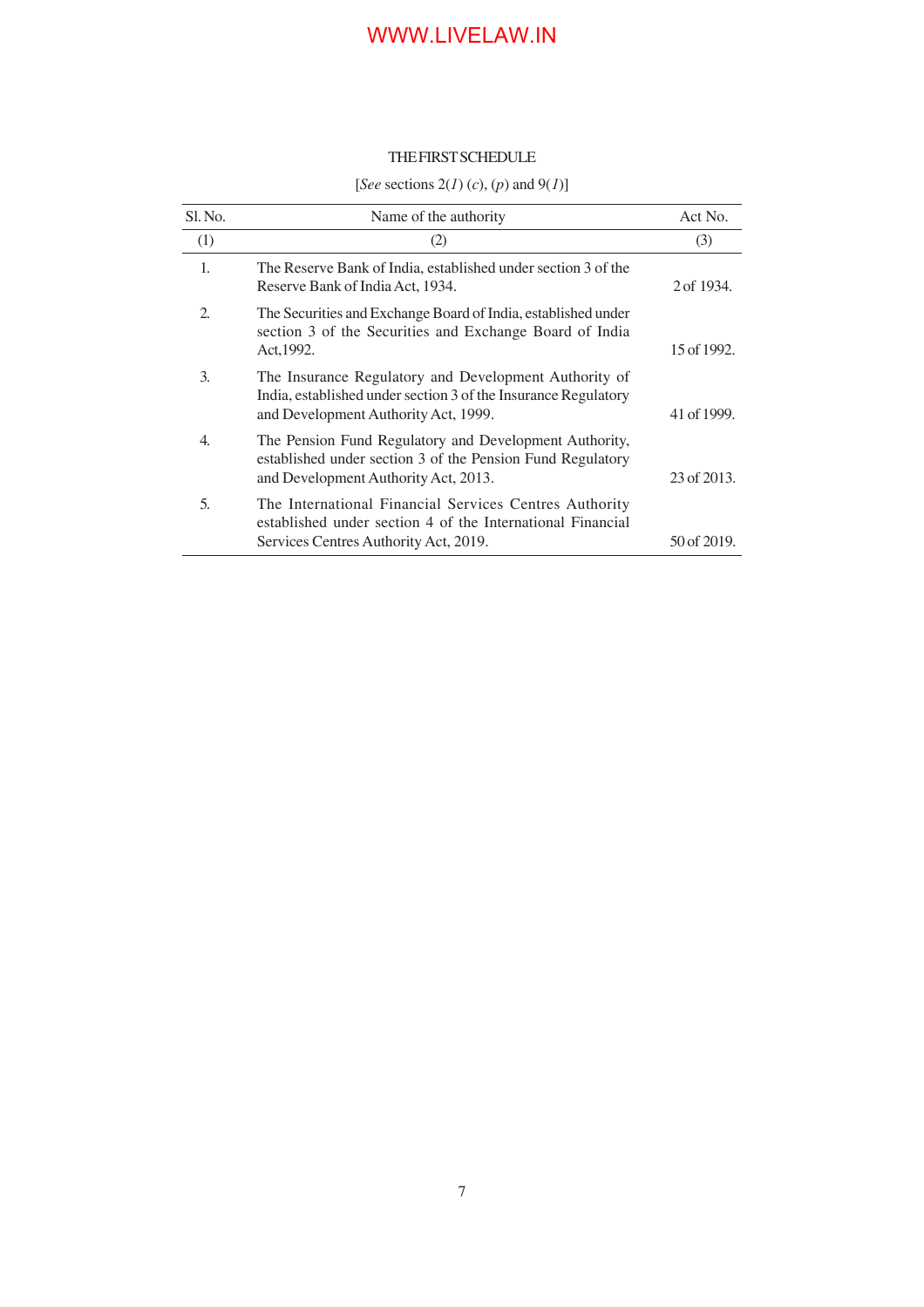## THE FIRST SCHEDULE

[*See* sections 2(*1*) (*c*), (*p*) and 9(*1*)]

| Sl. No. | Name of the authority | Act No. |
|---|---|---|
| (1) | (2) | (3) |
| 1. | The Reserve Bank of India, established under section 3 of the Reserve Bank of India Act, 1934. | 2 of 1934. |
| 2. | The Securities and Exchange Board of India, established under section 3 of the Securities and Exchange Board of India Act,1992. | 15 of 1992. |
| 3. | The Insurance Regulatory and Development Authority of India, established under section 3 of the Insurance Regulatory and Development Authority Act, 1999. | 41 of 1999. |
| 4. | The Pension Fund Regulatory and Development Authority, established under section 3 of the Pension Fund Regulatory and Development Authority Act, 2013. | 23 of 2013. |
| 5. | The International Financial Services Centres Authority established under section 4 of the International Financial Services Centres Authority Act, 2019. | 50 of 2019. |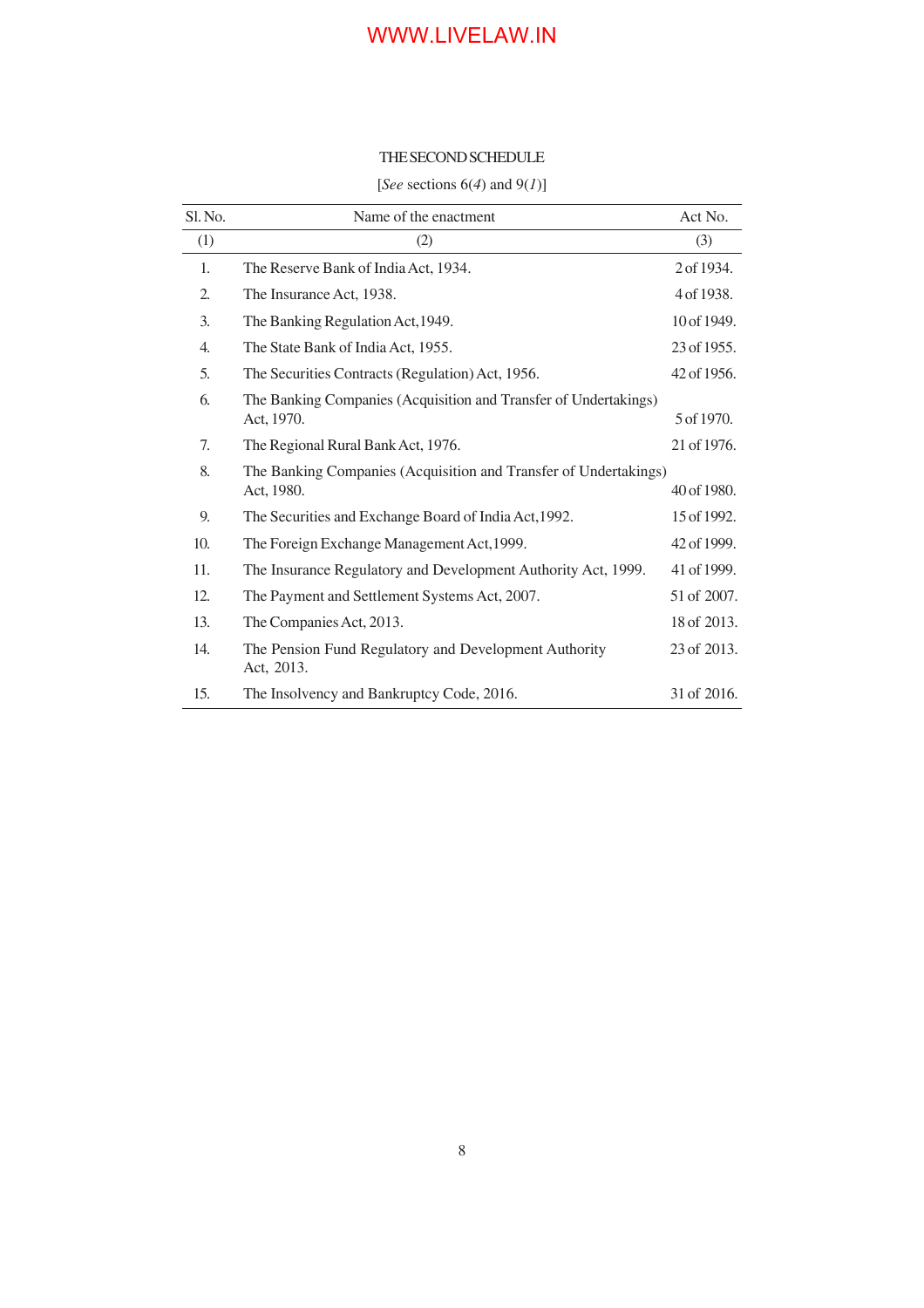## THE SECOND SCHEDULE

[*See* sections 6(*4*) and 9(*1*)]

| Sl. No. | Name of the enactment | Act No. |
|---|---|---|
| (1) | (2) | (3) |
| 1. | The Reserve Bank of India Act, 1934. | 2 of 1934. |
| 2. | The Insurance Act, 1938. | 4 of 1938. |
| 3. | The Banking Regulation Act,1949. | 10 of 1949. |
| 4. | The State Bank of India Act, 1955. | 23 of 1955. |
| 5. | The Securities Contracts (Regulation) Act, 1956. | 42 of 1956. |
| 6. | The Banking Companies (Acquisition and Transfer of Undertakings) Act, 1970. | 5 of 1970. |
| 7. | The Regional Rural Bank Act, 1976. | 21 of 1976. |
| 8. | The Banking Companies (Acquisition and Transfer of Undertakings) Act, 1980. | 40 of 1980. |
| 9. | The Securities and Exchange Board of India Act,1992. | 15 of 1992. |
| 10. | The Foreign Exchange Management Act,1999. | 42 of 1999. |
| 11. | The Insurance Regulatory and Development Authority Act, 1999. | 41 of 1999. |
| 12. | The Payment and Settlement Systems Act, 2007. | 51 of 2007. |
| 13. | The Companies Act, 2013. | 18 of 2013. |
| 14. | The Pension Fund Regulatory and Development Authority Act, 2013. | 23 of 2013. |
| 15. | The Insolvency and Bankruptcy Code, 2016. | 31 of 2016. |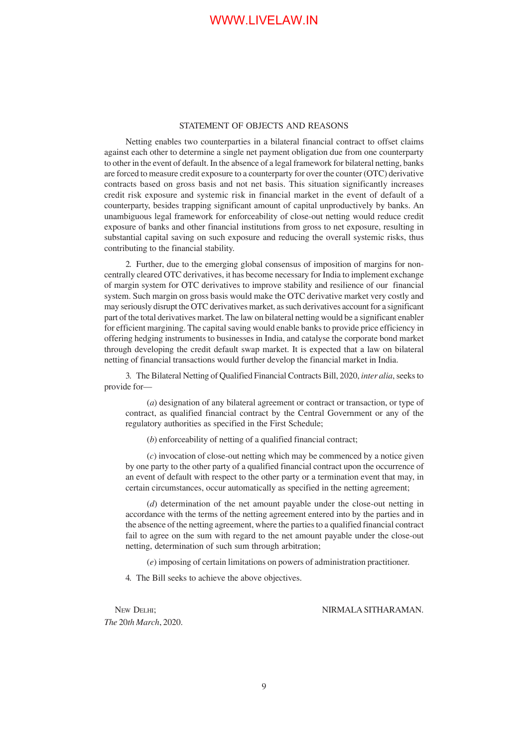## STATEMENT OF OBJECTS AND REASONS

Netting enables two counterparties in a bilateral financial contract to offset claims against each other to determine a single net payment obligation due from one counterparty to other in the event of default. In the absence of a legal framework for bilateral netting, banks are forced to measure credit exposure to a counterparty for over the counter (OTC) derivative contracts based on gross basis and not net basis. This situation significantly increases credit risk exposure and systemic risk in financial market in the event of default of a counterparty, besides trapping significant amount of capital unproductively by banks. An unambiguous legal framework for enforceability of close-out netting would reduce credit exposure of banks and other financial institutions from gross to net exposure, resulting in substantial capital saving on such exposure and reducing the overall systemic risks, thus contributing to the financial stability.

2. Further, due to the emerging global consensus of imposition of margins for non-centrally cleared OTC derivatives, it has become necessary for India to implement exchange of margin system for OTC derivatives to improve stability and resilience of our financial system. Such margin on gross basis would make the OTC derivative market very costly and may seriously disrupt the OTC derivatives market, as such derivatives account for a significant part of the total derivatives market. The law on bilateral netting would be a significant enabler for efficient margining. The capital saving would enable banks to provide price efficiency in offering hedging instruments to businesses in India, and catalyse the corporate bond market through developing the credit default swap market. It is expected that a law on bilateral netting of financial transactions would further develop the financial market in India.

3. The Bilateral Netting of Qualified Financial Contracts Bill, 2020, *inter alia*, seeks to provide for—

(*a*) designation of any bilateral agreement or contract or transaction, or type of contract, as qualified financial contract by the Central Government or any of the regulatory authorities as specified in the First Schedule;

(*b*) enforceability of netting of a qualified financial contract;

(*c*) invocation of close-out netting which may be commenced by a notice given by one party to the other party of a qualified financial contract upon the occurrence of an event of default with respect to the other party or a termination event that may, in certain circumstances, occur automatically as specified in the netting agreement;

(*d*) determination of the net amount payable under the close-out netting in accordance with the terms of the netting agreement entered into by the parties and in the absence of the netting agreement, where the parties to a qualified financial contract fail to agree on the sum with regard to the net amount payable under the close-out netting, determination of such sum through arbitration;

(*e*) imposing of certain limitations on powers of administration practitioner.

4. The Bill seeks to achieve the above objectives.

NEW DELHI;
*The* 20*th March*, 2020.

NIRMALA SITHARAMAN.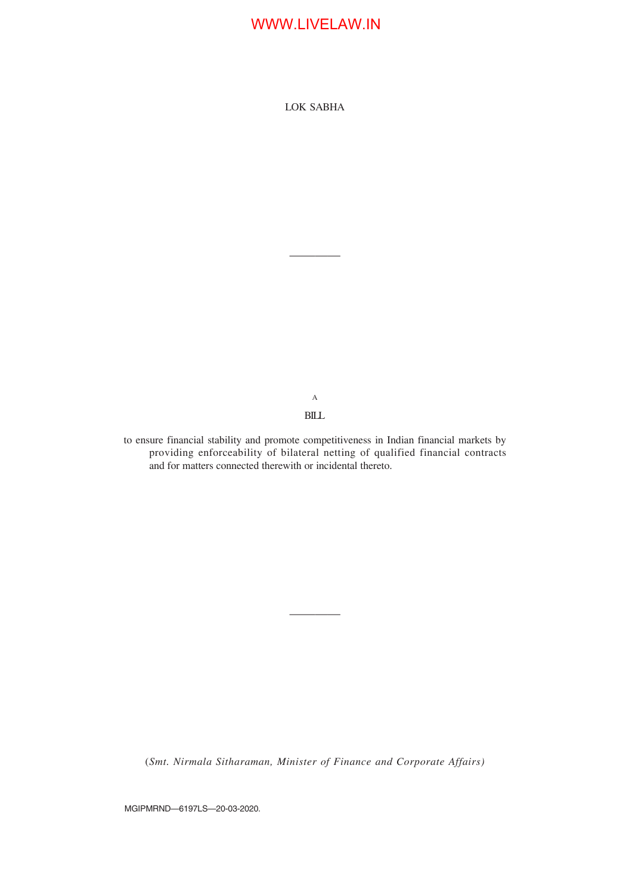LOK SABHA

———

A

BILL

to ensure financial stability and promote competitiveness in Indian financial markets by providing enforceability of bilateral netting of qualified financial contracts and for matters connected therewith or incidental thereto.

———

*(Smt. Nirmala Sitharaman, Minister of Finance and Corporate Affairs)*

MGIPMRND—6197LS—20-03-2020.